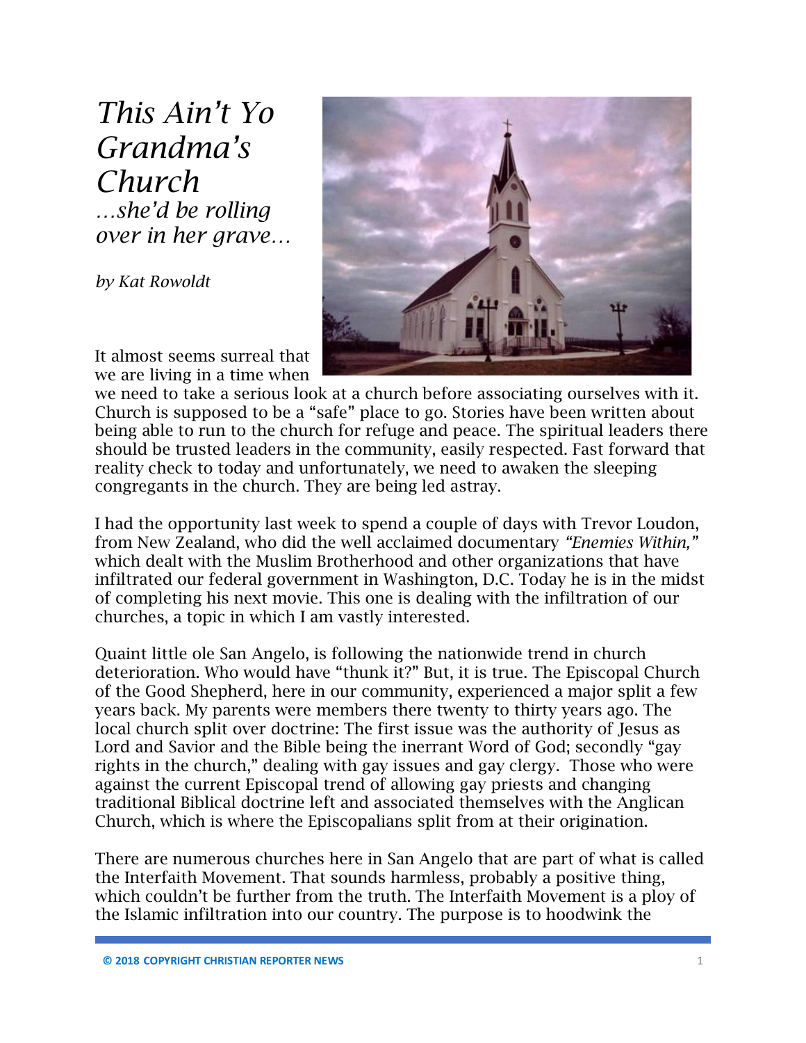# *This Ain't Yo Grandma's Church*

*…she'd be rolling over in her grave…*

*by Kat Rowoldt*

It almost seems surreal that we are living in a time when we need to take a serious look at a church before associating ourselves with it. Church is supposed to be a "safe" place to go. Stories have been written about being able to run to the church for refuge and peace. The spiritual leaders there should be trusted leaders in the community, easily respected. Fast forward that reality check to today and unfortunately, we need to awaken the sleeping congregants in the church. They are being led astray.

I had the opportunity last week to spend a couple of days with Trevor Loudon, from New Zealand, who did the well acclaimed documentary *"Enemies Within,"* which dealt with the Muslim Brotherhood and other organizations that have infiltrated our federal government in Washington, D.C. Today he is in the midst of completing his next movie. This one is dealing with the infiltration of our churches, a topic in which I am vastly interested.

Quaint little ole San Angelo, is following the nationwide trend in church deterioration. Who would have "thunk it?" But, it is true. The Episcopal Church of the Good Shepherd, here in our community, experienced a major split a few years back. My parents were members there twenty to thirty years ago. The local church split over doctrine: The first issue was the authority of Jesus as Lord and Savior and the Bible being the inerrant Word of God; secondly "gay rights in the church," dealing with gay issues and gay clergy. Those who were against the current Episcopal trend of allowing gay priests and changing traditional Biblical doctrine left and associated themselves with the Anglican Church, which is where the Episcopalians split from at their origination.

There are numerous churches here in San Angelo that are part of what is called the Interfaith Movement. That sounds harmless, probably a positive thing, which couldn't be further from the truth. The Interfaith Movement is a ploy of the Islamic infiltration into our country. The purpose is to hoodwink the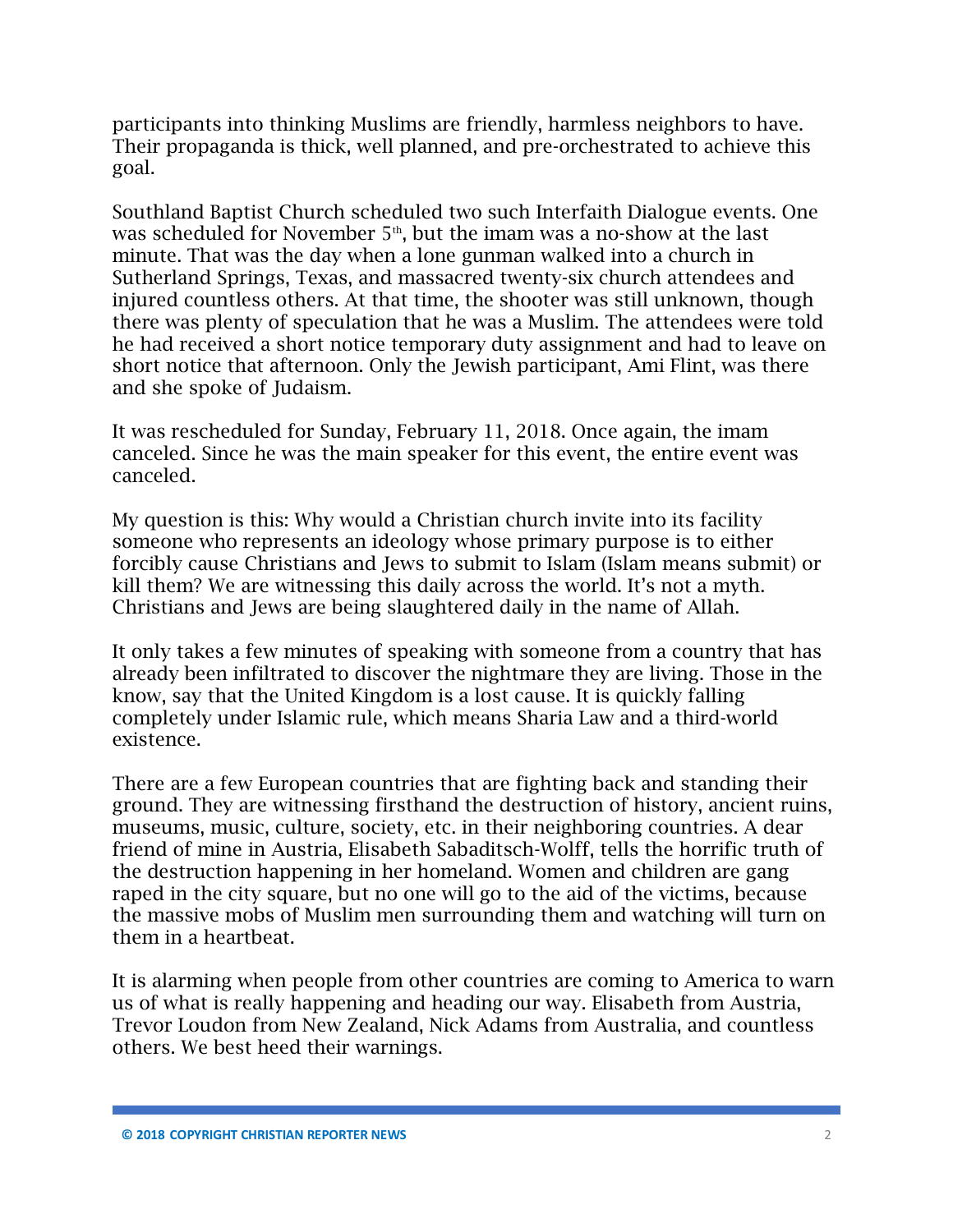participants into thinking Muslims are friendly, harmless neighbors to have. Their propaganda is thick, well planned, and pre-orchestrated to achieve this goal.

Southland Baptist Church scheduled two such Interfaith Dialogue events. One was scheduled for November 5th, but the imam was a no-show at the last minute. That was the day when a lone gunman walked into a church in Sutherland Springs, Texas, and massacred twenty-six church attendees and injured countless others. At that time, the shooter was still unknown, though there was plenty of speculation that he was a Muslim. The attendees were told he had received a short notice temporary duty assignment and had to leave on short notice that afternoon. Only the Jewish participant, Ami Flint, was there and she spoke of Judaism.

It was rescheduled for Sunday, February 11, 2018. Once again, the imam canceled. Since he was the main speaker for this event, the entire event was canceled.

My question is this: Why would a Christian church invite into its facility someone who represents an ideology whose primary purpose is to either forcibly cause Christians and Jews to submit to Islam (Islam means submit) or kill them? We are witnessing this daily across the world. It's not a myth. Christians and Jews are being slaughtered daily in the name of Allah.

It only takes a few minutes of speaking with someone from a country that has already been infiltrated to discover the nightmare they are living. Those in the know, say that the United Kingdom is a lost cause. It is quickly falling completely under Islamic rule, which means Sharia Law and a third-world existence.

There are a few European countries that are fighting back and standing their ground. They are witnessing firsthand the destruction of history, ancient ruins, museums, music, culture, society, etc. in their neighboring countries. A dear friend of mine in Austria, Elisabeth Sabaditsch-Wolff, tells the horrific truth of the destruction happening in her homeland. Women and children are gang raped in the city square, but no one will go to the aid of the victims, because the massive mobs of Muslim men surrounding them and watching will turn on them in a heartbeat.

It is alarming when people from other countries are coming to America to warn us of what is really happening and heading our way. Elisabeth from Austria, Trevor Loudon from New Zealand, Nick Adams from Australia, and countless others. We best heed their warnings.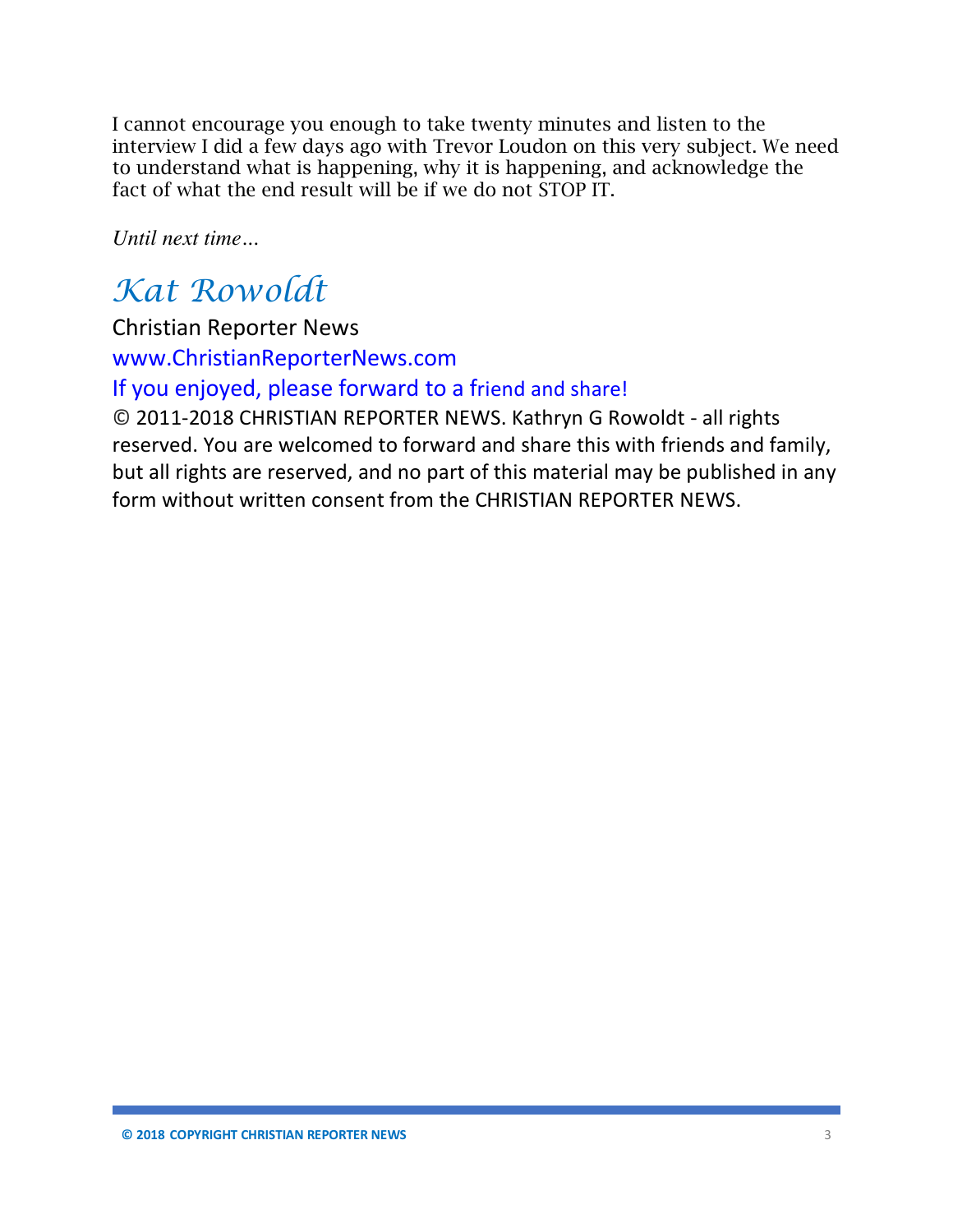I cannot encourage you enough to take twenty minutes and listen to the interview I did a few days ago with Trevor Loudon on this very subject. We need to understand what is happening, why it is happening, and acknowledge the fact of what the end result will be if we do not STOP IT.

*Until next time…*

*Kat Rowoldt*

Christian Reporter News

www.ChristianReporterNews.com

If you enjoyed, please forward to a friend and share!

© 2011-2018 CHRISTIAN REPORTER NEWS. Kathryn G Rowoldt - all rights reserved. You are welcomed to forward and share this with friends and family, but all rights are reserved, and no part of this material may be published in any form without written consent from the CHRISTIAN REPORTER NEWS.